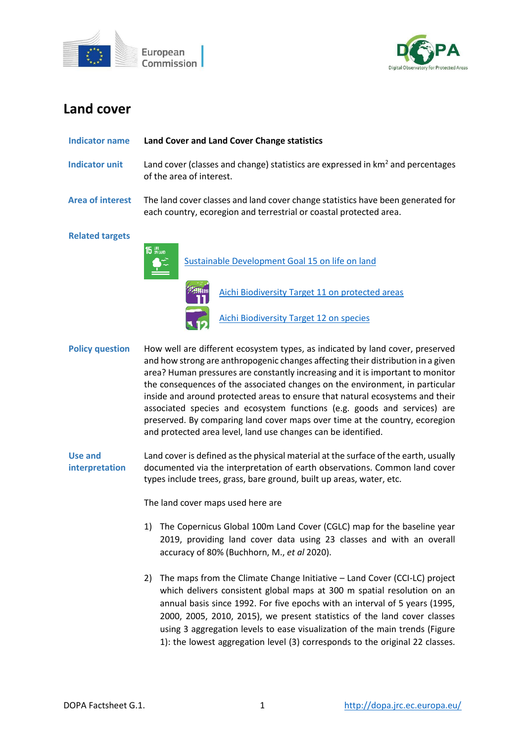# Land cover

**Indicator name** **Land Cover and Land Cover Change statistics**

**Indicator unit** Land cover (classes and change) statistics are expressed in $km^2$ and percentages of the area of interest.

**Area of interest** The land cover classes and land cover change statistics have been generated for each country, ecoregion and terrestrial or coastal protected area.

**Related targets**

[Sustainable Development Goal 15 on life on land]

[Aichi Biodiversity Target 11 on protected areas]

[Aichi Biodiversity Target 12 on species]

**Policy question** How well are different ecosystem types, as indicated by land cover, preserved and how strong are anthropogenic changes affecting their distribution in a given area? Human pressures are constantly increasing and it is important to monitor the consequences of the associated changes on the environment, in particular inside and around protected areas to ensure that natural ecosystems and their associated species and ecosystem functions (e.g. goods and services) are preserved. By comparing land cover maps over time at the country, ecoregion and protected area level, land use changes can be identified.

**Use and interpretation** Land cover is defined as the physical material at the surface of the earth, usually documented via the interpretation of earth observations. Common land cover types include trees, grass, bare ground, built up areas, water, etc.

The land cover maps used here are

1) The Copernicus Global 100m Land Cover (CGLC) map for the baseline year 2019, providing land cover data using 23 classes and with an overall accuracy of 80% (Buchhorn, M., *et al* 2020).

2) The maps from the Climate Change Initiative – Land Cover (CCI-LC) project which delivers consistent global maps at 300 m spatial resolution on an annual basis since 1992. For five epochs with an interval of 5 years (1995, 2000, 2005, 2010, 2015), we present statistics of the land cover classes using 3 aggregation levels to ease visualization of the main trends (Figure 1): the lowest aggregation level (3) corresponds to the original 22 classes.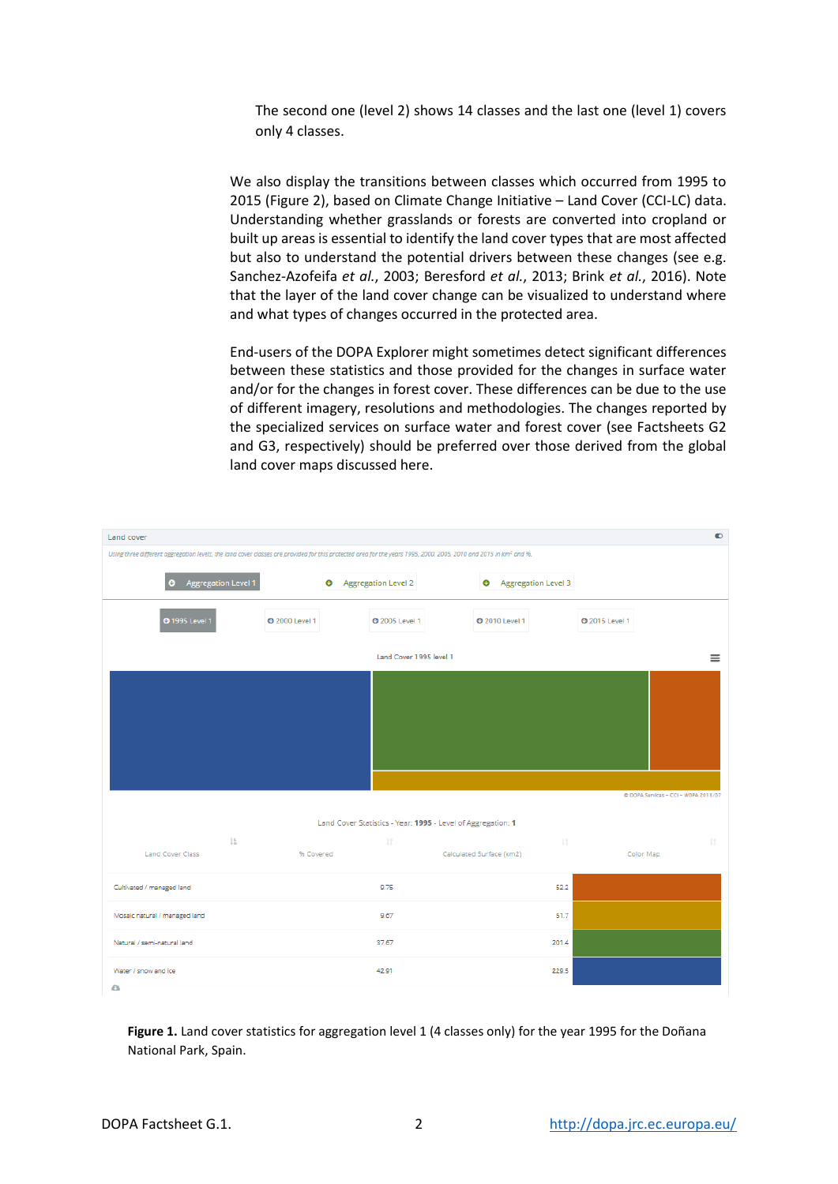The second one (level 2) shows 14 classes and the last one (level 1) covers only 4 classes.

We also display the transitions between classes which occurred from 1995 to 2015 (Figure 2), based on Climate Change Initiative – Land Cover (CCI-LC) data. Understanding whether grasslands or forests are converted into cropland or built up areas is essential to identify the land cover types that are most affected but also to understand the potential drivers between these changes (see e.g. Sanchez-Azofeifa *et al.*, 2003; Beresford *et al.*, 2013; Brink *et al.*, 2016). Note that the layer of the land cover change can be visualized to understand where and what types of changes occurred in the protected area.

End-users of the DOPA Explorer might sometimes detect significant differences between these statistics and those provided for the changes in surface water and/or for the changes in forest cover. These differences can be due to the use of different imagery, resolutions and methodologies. The changes reported by the specialized services on surface water and forest cover (see Factsheets G2 and G3, respectively) should be preferred over those derived from the global land cover maps discussed here.

Land cover

*Using three different aggregation levels, the land cover classes are provided for this protected area for the years 1995, 2000, 2005, 2010 and 2015 in km² and %.*

Aggregation Level 1 | Aggregation Level 2 | Aggregation Level 3

1995 Level 1 | 2000 Level 1 | 2005 Level 1 | 2010 Level 1 | 2015 Level 1

Land Cover 1995 level 1

© DOPA Services – CCI – WDPA 2018/07

Land Cover Statistics - Year: **1995** - Level of Aggregation: **1**

| Land Cover Class | % Covered | Calculated Surface (km2) | Color Map |
|---|---|---|---|
| Cultivated / managed land | 9.75 | 52.2 | |
| Mosaic natural / managed land | 9.67 | 51.7 | |
| Natural / semi-natural land | 37.67 | 201.4 | |
| Water / snow and ice | 42.91 | 229.5 | |

**Figure 1.** Land cover statistics for aggregation level 1 (4 classes only) for the year 1995 for the Doñana National Park, Spain.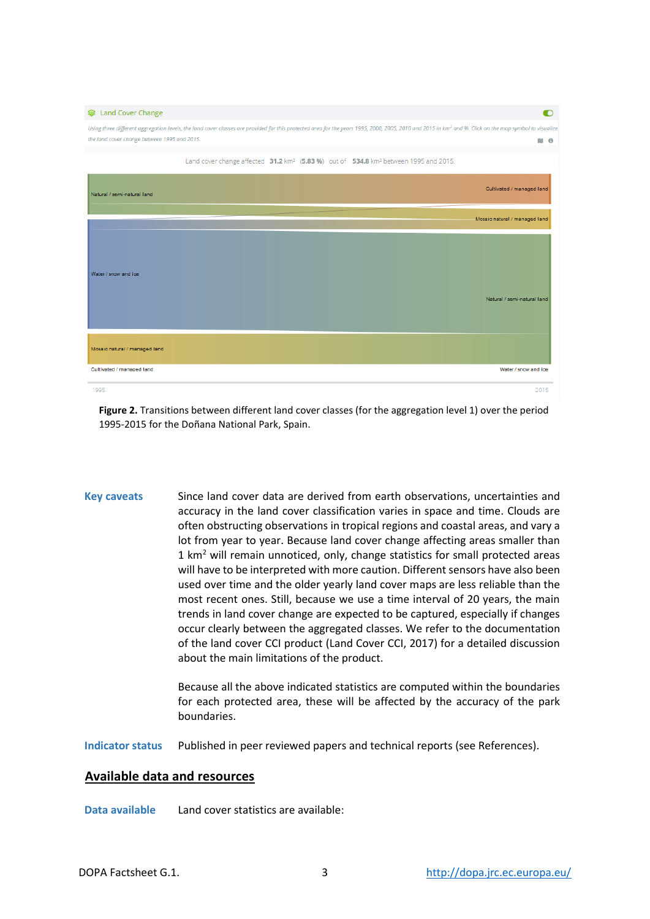Land Cover Change

*Using three different aggregation levels, the land cover classes are provided for this protected area for the years 1995, 2000, 2005, 2010 and 2015 in km² and %. Click on the map symbol to visualize the land cover change between 1995 and 2015.*

Land cover change affected **31.2** km² (**5.83 %**) out of **534.8** km² between 1995 and 2015.

Natural / semi-natural land

Cultivated / managed land

Mosaic natural / managed land

Water / snow and ice

Natural / semi-natural land

Mosaic natural / managed land

Cultivated / managed land

Water / snow and ice

1995

2015

**Figure 2.** Transitions between different land cover classes (for the aggregation level 1) over the period 1995-2015 for the Doñana National Park, Spain.

**Key caveats** Since land cover data are derived from earth observations, uncertainties and accuracy in the land cover classification varies in space and time. Clouds are often obstructing observations in tropical regions and coastal areas, and vary a lot from year to year. Because land cover change affecting areas smaller than 1 km² will remain unnoticed, only, change statistics for small protected areas will have to be interpreted with more caution. Different sensors have also been used over time and the older yearly land cover maps are less reliable than the most recent ones. Still, because we use a time interval of 20 years, the main trends in land cover change are expected to be captured, especially if changes occur clearly between the aggregated classes. We refer to the documentation of the land cover CCI product (Land Cover CCI, 2017) for a detailed discussion about the main limitations of the product.

Because all the above indicated statistics are computed within the boundaries for each protected area, these will be affected by the accuracy of the park boundaries.

**Indicator status** Published in peer reviewed papers and technical reports (see References).

## Available data and resources

**Data available** Land cover statistics are available: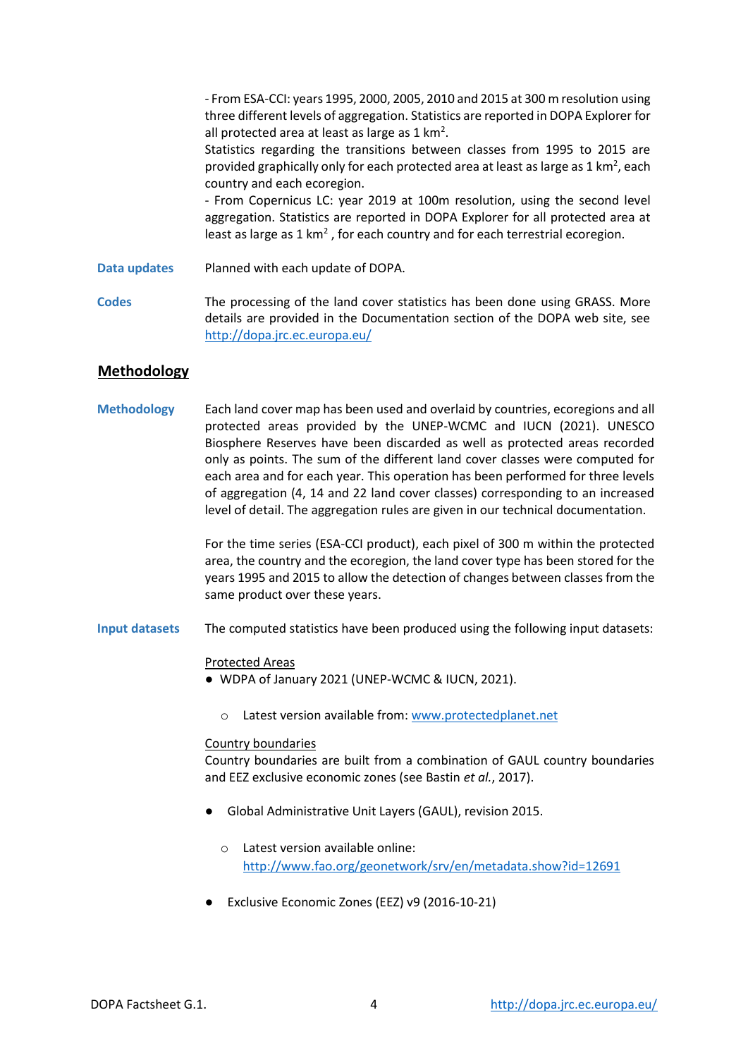- From ESA-CCI: years 1995, 2000, 2005, 2010 and 2015 at 300 m resolution using three different levels of aggregation. Statistics are reported in DOPA Explorer for all protected area at least as large as 1 km$^2$.
Statistics regarding the transitions between classes from 1995 to 2015 are provided graphically only for each protected area at least as large as 1 km$^2$, each country and each ecoregion.
- From Copernicus LC: year 2019 at 100m resolution, using the second level aggregation. Statistics are reported in DOPA Explorer for all protected area at least as large as 1 km$^2$ , for each country and for each terrestrial ecoregion.

**Data updates** Planned with each update of DOPA.

**Codes** The processing of the land cover statistics has been done using GRASS. More details are provided in the Documentation section of the DOPA web site, see http://dopa.jrc.ec.europa.eu/

## Methodology

**Methodology** Each land cover map has been used and overlaid by countries, ecoregions and all protected areas provided by the UNEP-WCMC and IUCN (2021). UNESCO Biosphere Reserves have been discarded as well as protected areas recorded only as points. The sum of the different land cover classes were computed for each area and for each year. This operation has been performed for three levels of aggregation (4, 14 and 22 land cover classes) corresponding to an increased level of detail. The aggregation rules are given in our technical documentation.

For the time series (ESA-CCI product), each pixel of 300 m within the protected area, the country and the ecoregion, the land cover type has been stored for the years 1995 and 2015 to allow the detection of changes between classes from the same product over these years.

**Input datasets** The computed statistics have been produced using the following input datasets:

Protected Areas

- WDPA of January 2021 (UNEP-WCMC & IUCN, 2021).
    - Latest version available from: www.protectedplanet.net

Country boundaries

Country boundaries are built from a combination of GAUL country boundaries and EEZ exclusive economic zones (see Bastin *et al.*, 2017).

- Global Administrative Unit Layers (GAUL), revision 2015.
    - Latest version available online: http://www.fao.org/geonetwork/srv/en/metadata.show?id=12691
- Exclusive Economic Zones (EEZ) v9 (2016-10-21)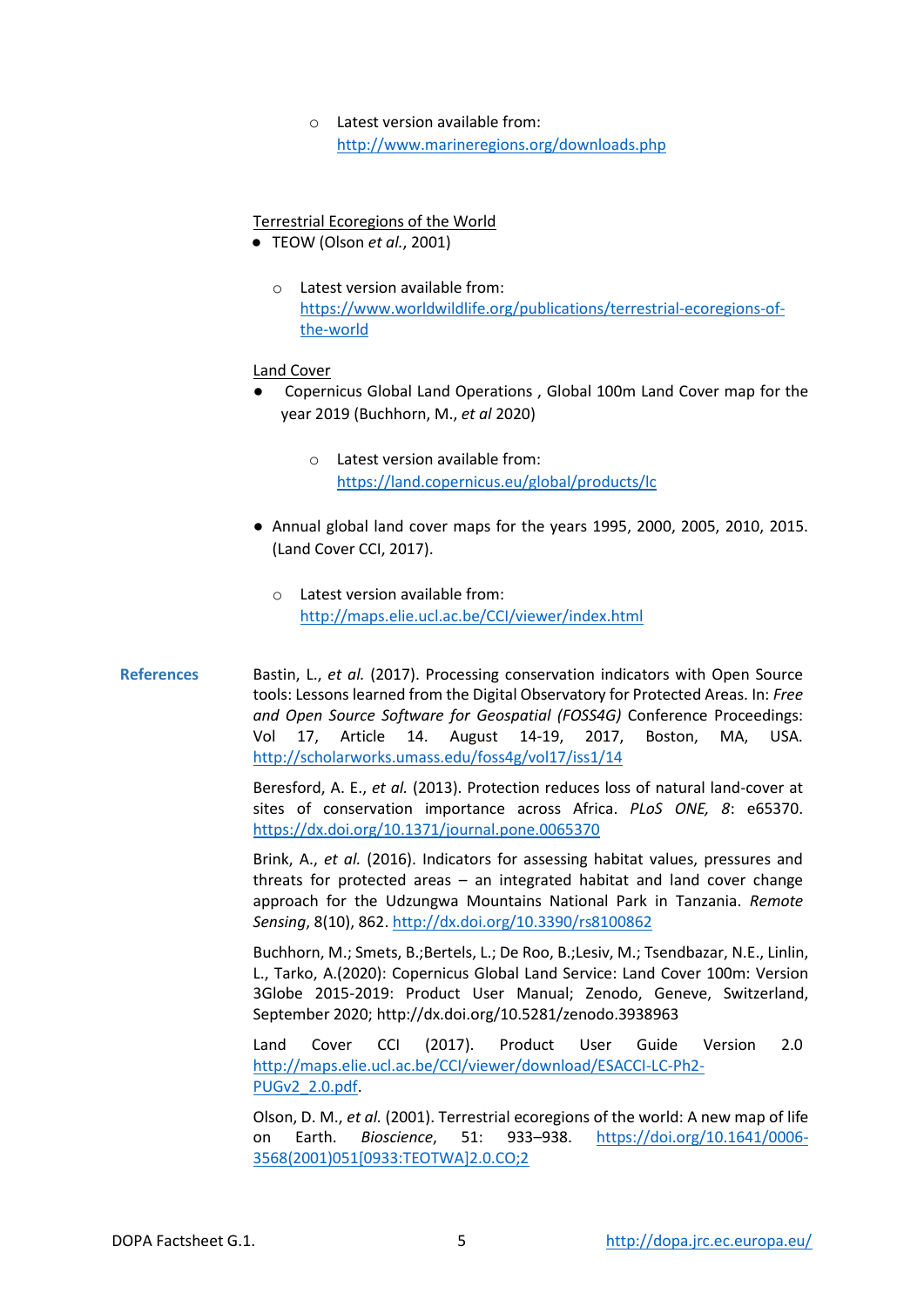- Latest version available from: http://www.marineregions.org/downloads.php

Terrestrial Ecoregions of the World

- TEOW (Olson *et al.*, 2001)
    - Latest version available from: https://www.worldwildlife.org/publications/terrestrial-ecoregions-of-the-world

Land Cover

- Copernicus Global Land Operations , Global 100m Land Cover map for the year 2019 (Buchhorn, M., *et al* 2020)
    - Latest version available from: https://land.copernicus.eu/global/products/lc
- Annual global land cover maps for the years 1995, 2000, 2005, 2010, 2015. (Land Cover CCI, 2017).
    - Latest version available from: http://maps.elie.ucl.ac.be/CCI/viewer/index.html

**References**

Bastin, L., *et al.* (2017). Processing conservation indicators with Open Source tools: Lessons learned from the Digital Observatory for Protected Areas. In: *Free and Open Source Software for Geospatial (FOSS4G)* Conference Proceedings: Vol 17, Article 14. August 14-19, 2017, Boston, MA, USA. http://scholarworks.umass.edu/foss4g/vol17/iss1/14

Beresford, A. E., *et al.* (2013). Protection reduces loss of natural land-cover at sites of conservation importance across Africa. *PLoS ONE, 8*: e65370. https://dx.doi.org/10.1371/journal.pone.0065370

Brink, A., *et al.* (2016). Indicators for assessing habitat values, pressures and threats for protected areas – an integrated habitat and land cover change approach for the Udzungwa Mountains National Park in Tanzania. *Remote Sensing*, 8(10), 862. http://dx.doi.org/10.3390/rs8100862

Buchhorn, M.; Smets, B.;Bertels, L.; De Roo, B.;Lesiv, M.; Tsendbazar, N.E., Linlin, L., Tarko, A.(2020): Copernicus Global Land Service: Land Cover 100m: Version 3Globe 2015-2019: Product User Manual; Zenodo, Geneve, Switzerland, September 2020; http://dx.doi.org/10.5281/zenodo.3938963

Land Cover CCI (2017). Product User Guide Version 2.0 http://maps.elie.ucl.ac.be/CCI/viewer/download/ESACCI-LC-Ph2-PUGv2_2.0.pdf.

Olson, D. M., *et al.* (2001). Terrestrial ecoregions of the world: A new map of life on Earth. *Bioscience*, 51: 933–938. https://doi.org/10.1641/0006-3568(2001)051[0933:TEOTWA]2.0.CO;2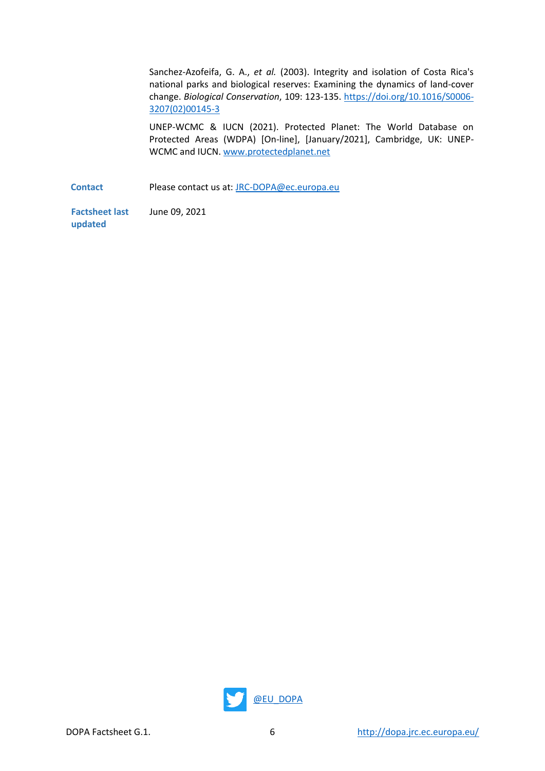Sanchez-Azofeifa, G. A., *et al.* (2003). Integrity and isolation of Costa Rica's national parks and biological reserves: Examining the dynamics of land-cover change. *Biological Conservation*, 109: 123-135. https://doi.org/10.1016/S0006-3207(02)00145-3

UNEP-WCMC & IUCN (2021). Protected Planet: The World Database on Protected Areas (WDPA) [On-line], [January/2021], Cambridge, UK: UNEP-WCMC and IUCN. www.protectedplanet.net

**Contact** Please contact us at: JRC-DOPA@ec.europa.eu

**Factsheet last updated** June 09, 2021

@EU_DOPA